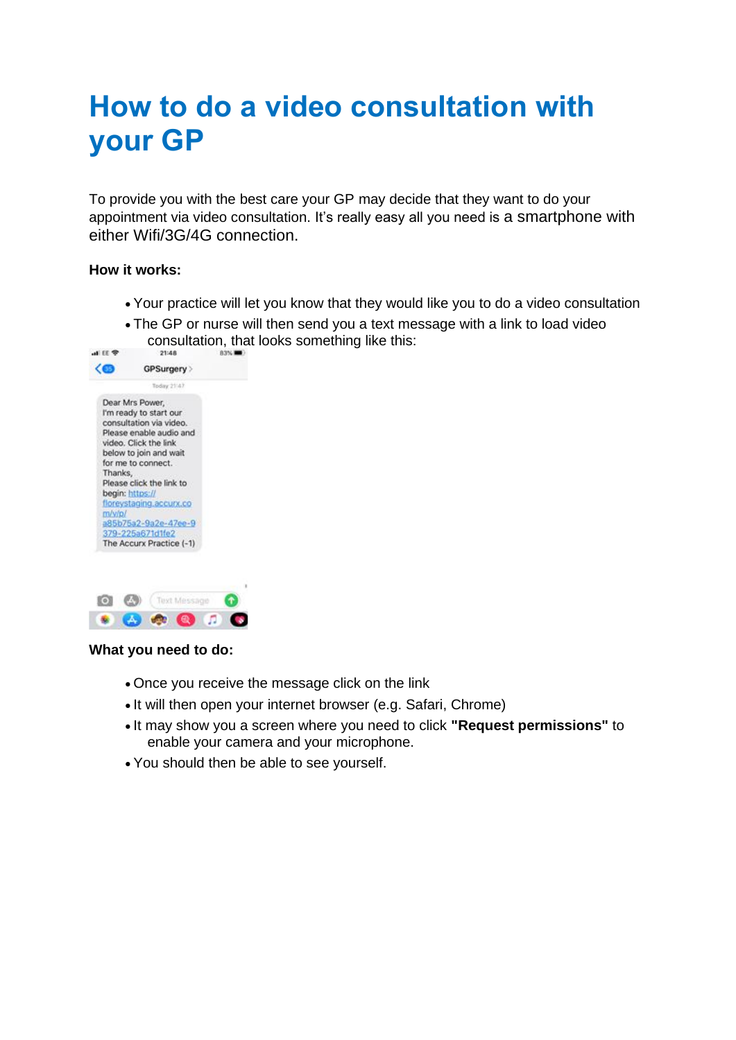# How to do a video consultation with your GP

To provide you with the best care your GP may decide that they want to do your appointment via video consultation. It's really easy all you need is a smartphone with either Wifi/3G/4G connection.

**How it works:**

- Your practice will let you know that they would like you to do a video consultation
- The GP or nurse will then send you a text message with a link to load video consultation, that looks something like this:

**What you need to do:**

- Once you receive the message click on the link
- It will then open your internet browser (e.g. Safari, Chrome)
- It may show you a screen where you need to click **"Request permissions"** to enable your camera and your microphone.
- You should then be able to see yourself.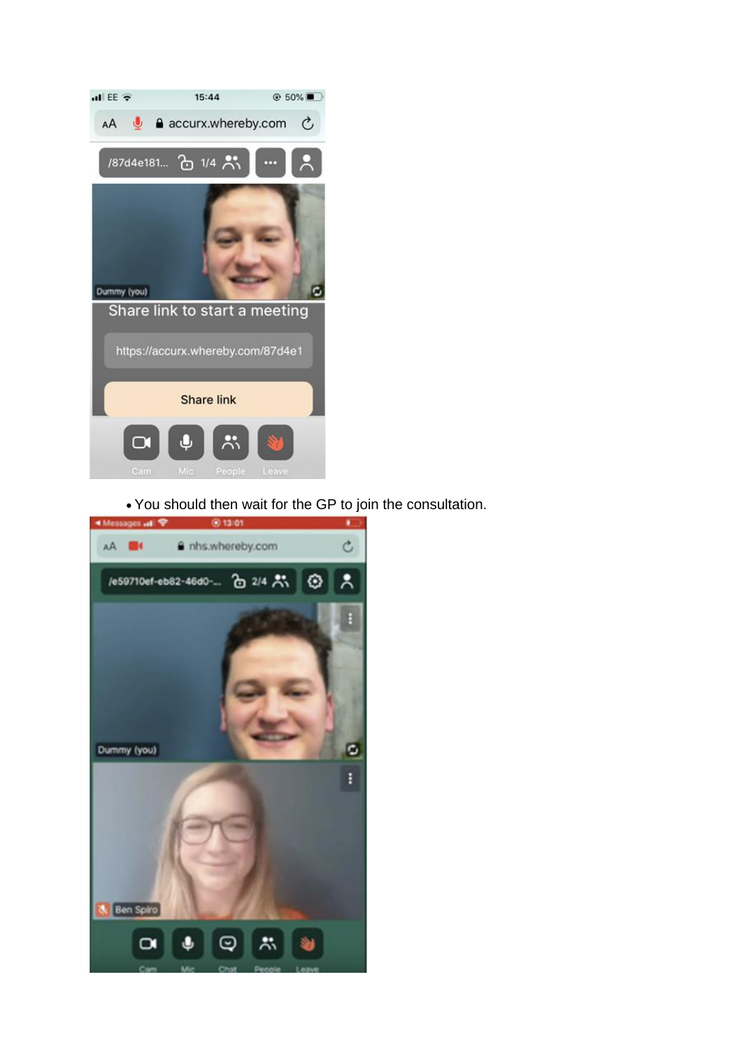- You should then wait for the GP to join the consultation.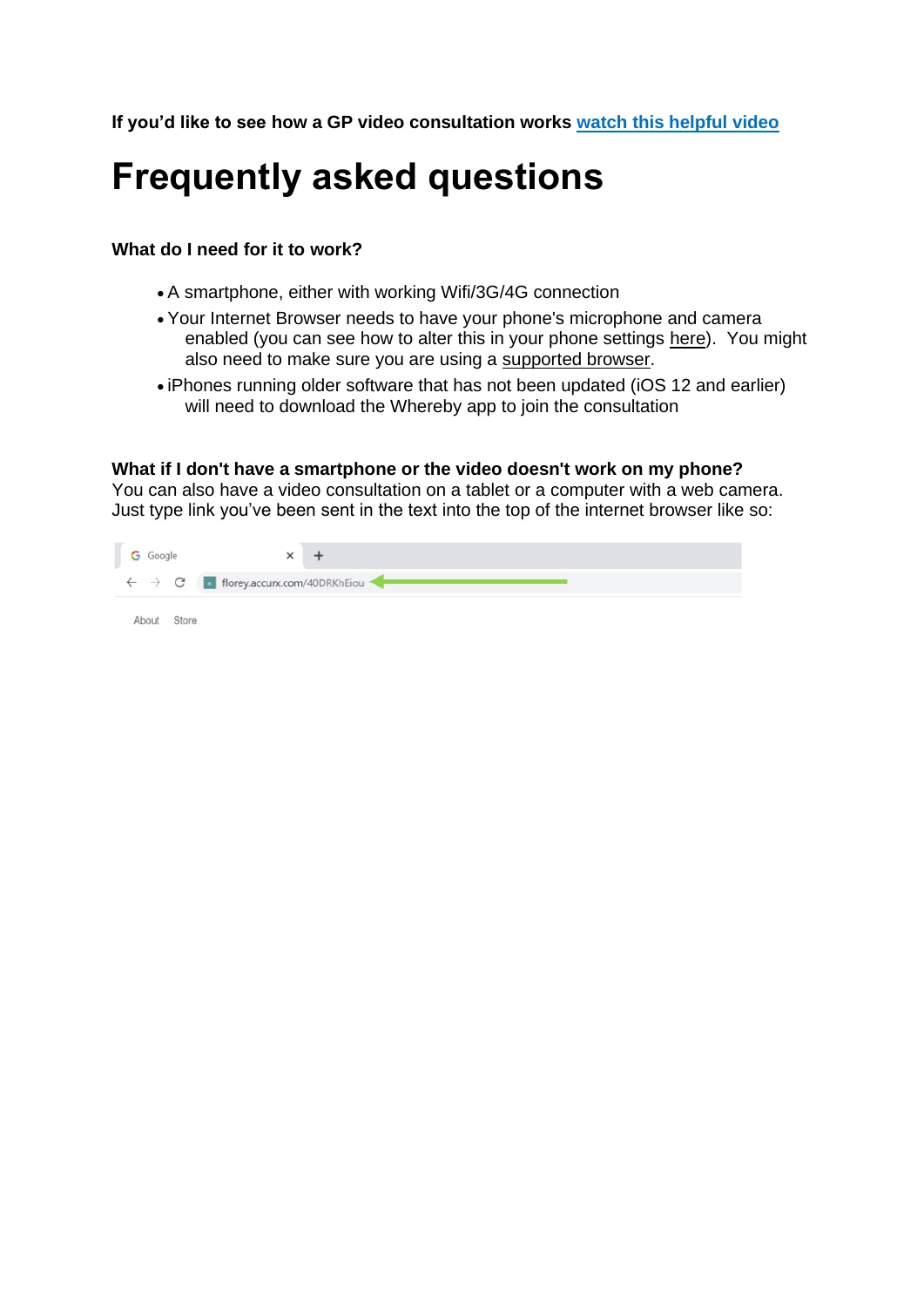**If you'd like to see how a GP video consultation works [watch this helpful video]**

# Frequently asked questions

**What do I need for it to work?**

- A smartphone, either with working Wifi/3G/4G connection
- Your Internet Browser needs to have your phone's microphone and camera enabled (you can see how to alter this in your phone settings here). You might also need to make sure you are using a supported browser.
- iPhones running older software that has not been updated (iOS 12 and earlier) will need to download the Whereby app to join the consultation

**What if I don't have a smartphone or the video doesn't work on my phone?**
You can also have a video consultation on a tablet or a computer with a web camera. Just type link you've been sent in the text into the top of the internet browser like so:

Google

florey.accurx.com/40DRKhEiou

About Store